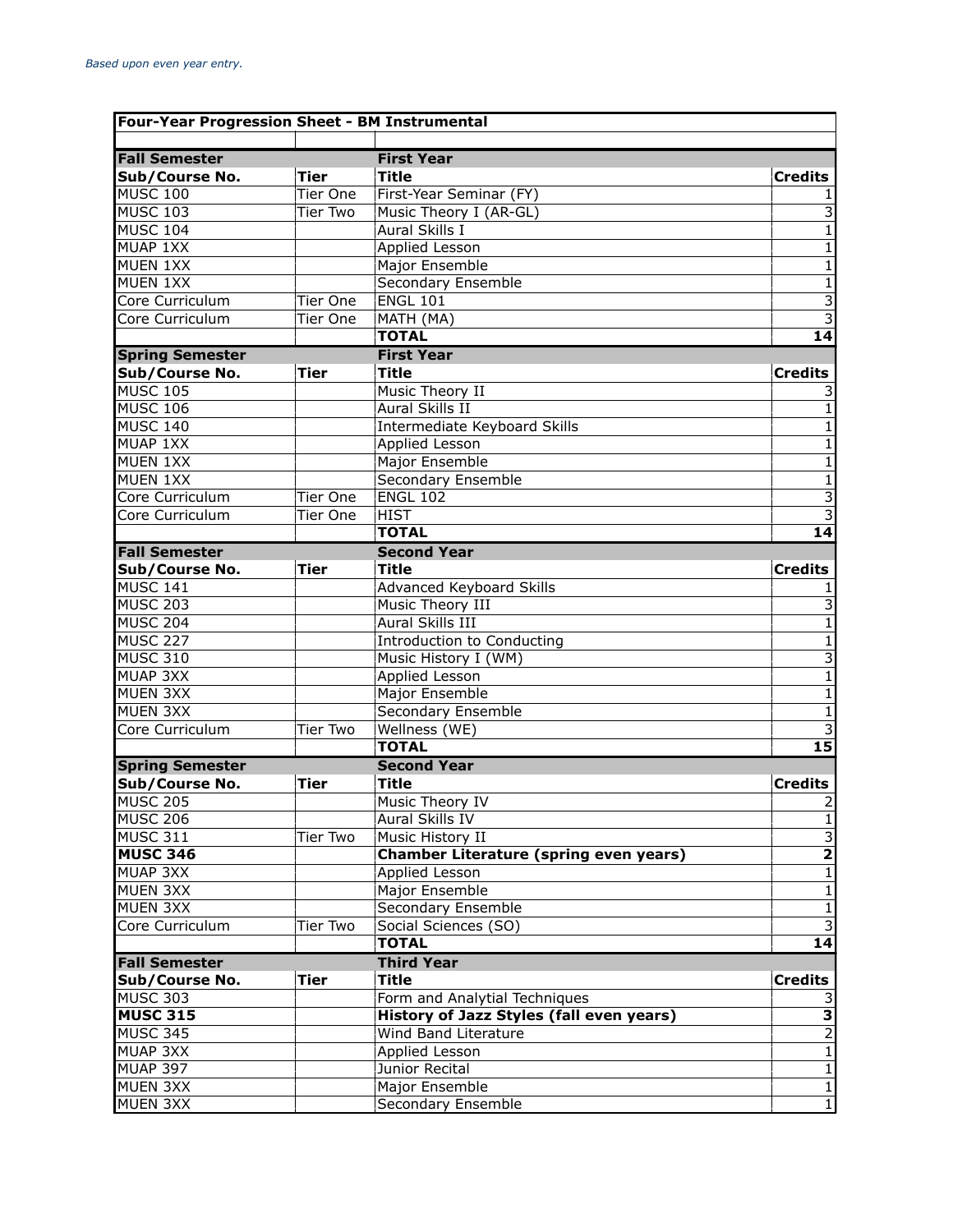*Based upon even year entry.*

| **Four-Year Progression Sheet - BM Instrumental** | | | |
|---|---|---|---|
| | | | |
| **Fall Semester** | | **First Year** | |
| **Sub/Course No.** | **Tier** | **Title** | **Credits** |
| MUSC 100 | Tier One | First-Year Seminar (FY) | 1 |
| MUSC 103 | Tier Two | Music Theory I (AR-GL) | 3 |
| MUSC 104 | | Aural Skills I | 1 |
| MUAP 1XX | | Applied Lesson | 1 |
| MUEN 1XX | | Major Ensemble | 1 |
| MUEN 1XX | | Secondary Ensemble | 1 |
| Core Curriculum | Tier One | ENGL 101 | 3 |
| Core Curriculum | Tier One | MATH (MA) | 3 |
| | | **TOTAL** | **14** |
| **Spring Semester** | | **First Year** | |
| **Sub/Course No.** | **Tier** | **Title** | **Credits** |
| MUSC 105 | | Music Theory II | 3 |
| MUSC 106 | | Aural Skills II | 1 |
| MUSC 140 | | Intermediate Keyboard Skills | 1 |
| MUAP 1XX | | Applied Lesson | 1 |
| MUEN 1XX | | Major Ensemble | 1 |
| MUEN 1XX | | Secondary Ensemble | 1 |
| Core Curriculum | Tier One | ENGL 102 | 3 |
| Core Curriculum | Tier One | HIST | 3 |
| | | **TOTAL** | **14** |
| **Fall Semester** | | **Second Year** | |
| **Sub/Course No.** | **Tier** | **Title** | **Credits** |
| MUSC 141 | | Advanced Keyboard Skills | 1 |
| MUSC 203 | | Music Theory III | 3 |
| MUSC 204 | | Aural Skills III | 1 |
| MUSC 227 | | Introduction to Conducting | 1 |
| MUSC 310 | | Music History I (WM) | 3 |
| MUAP 3XX | | Applied Lesson | 1 |
| MUEN 3XX | | Major Ensemble | 1 |
| MUEN 3XX | | Secondary Ensemble | 1 |
| Core Curriculum | Tier Two | Wellness (WE) | 3 |
| | | **TOTAL** | **15** |
| **Spring Semester** | | **Second Year** | |
| **Sub/Course No.** | **Tier** | **Title** | **Credits** |
| MUSC 205 | | Music Theory IV | 2 |
| MUSC 206 | | Aural Skills IV | 1 |
| MUSC 311 | Tier Two | Music History II | 3 |
| **MUSC 346** | | **Chamber Literature (spring even years)** | **2** |
| MUAP 3XX | | Applied Lesson | 1 |
| MUEN 3XX | | Major Ensemble | 1 |
| MUEN 3XX | | Secondary Ensemble | 1 |
| Core Curriculum | Tier Two | Social Sciences (SO) | 3 |
| | | **TOTAL** | **14** |
| **Fall Semester** | | **Third Year** | |
| **Sub/Course No.** | **Tier** | **Title** | **Credits** |
| MUSC 303 | | Form and Analytial Techniques | 3 |
| **MUSC 315** | | **History of Jazz Styles (fall even years)** | **3** |
| MUSC 345 | | Wind Band Literature | 2 |
| MUAP 3XX | | Applied Lesson | 1 |
| MUAP 397 | | Junior Recital | 1 |
| MUEN 3XX | | Major Ensemble | 1 |
| MUEN 3XX | | Secondary Ensemble | 1 |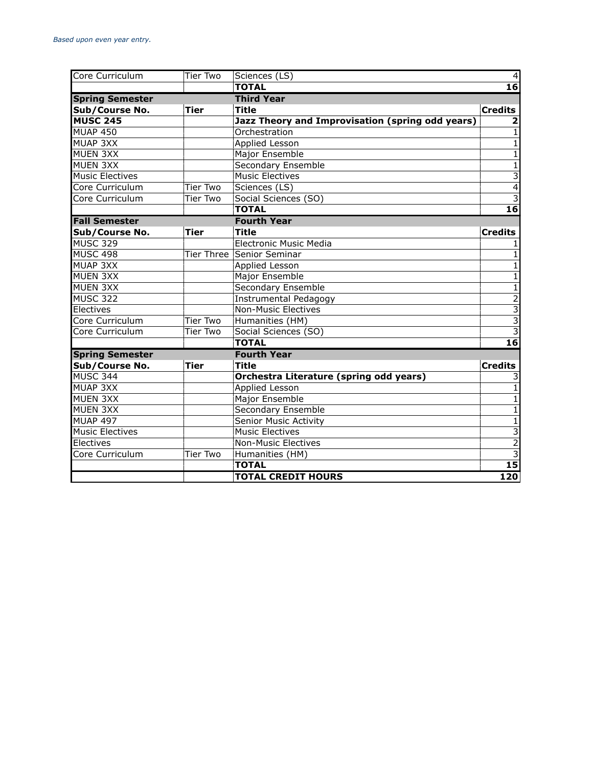*Based upon even year entry.*

| | | | |
|---|---|---|---|
| Core Curriculum | Tier Two | Sciences (LS) | 4 |
| | | **TOTAL** | **16** |
| **Spring Semester** | | **Third Year** | |
| **Sub/Course No.** | **Tier** | **Title** | **Credits** |
| **MUSC 245** | | **Jazz Theory and Improvisation (spring odd years)** | **2** |
| MUAP 450 | | Orchestration | 1 |
| MUAP 3XX | | Applied Lesson | 1 |
| MUEN 3XX | | Major Ensemble | 1 |
| MUEN 3XX | | Secondary Ensemble | 1 |
| Music Electives | | Music Electives | 3 |
| Core Curriculum | Tier Two | Sciences (LS) | 4 |
| Core Curriculum | Tier Two | Social Sciences (SO) | 3 |
| | | **TOTAL** | **16** |
| **Fall Semester** | | **Fourth Year** | |
| **Sub/Course No.** | **Tier** | **Title** | **Credits** |
| MUSC 329 | | Electronic Music Media | 1 |
| MUSC 498 | Tier Three | Senior Seminar | 1 |
| MUAP 3XX | | Applied Lesson | 1 |
| MUEN 3XX | | Major Ensemble | 1 |
| MUEN 3XX | | Secondary Ensemble | 1 |
| MUSC 322 | | Instrumental Pedagogy | 2 |
| Electives | | Non-Music Electives | 3 |
| Core Curriculum | Tier Two | Humanities (HM) | 3 |
| Core Curriculum | Tier Two | Social Sciences (SO) | 3 |
| | | **TOTAL** | **16** |
| **Spring Semester** | | **Fourth Year** | |
| **Sub/Course No.** | **Tier** | **Title** | **Credits** |
| MUSC 344 | | **Orchestra Literature (spring odd years)** | 3 |
| MUAP 3XX | | Applied Lesson | 1 |
| MUEN 3XX | | Major Ensemble | 1 |
| MUEN 3XX | | Secondary Ensemble | 1 |
| MUAP 497 | | Senior Music Activity | 1 |
| Music Electives | | Music Electives | 3 |
| Electives | | Non-Music Electives | 2 |
| Core Curriculum | Tier Two | Humanities (HM) | 3 |
| | | **TOTAL** | **15** |
| | | **TOTAL CREDIT HOURS** | **120** |